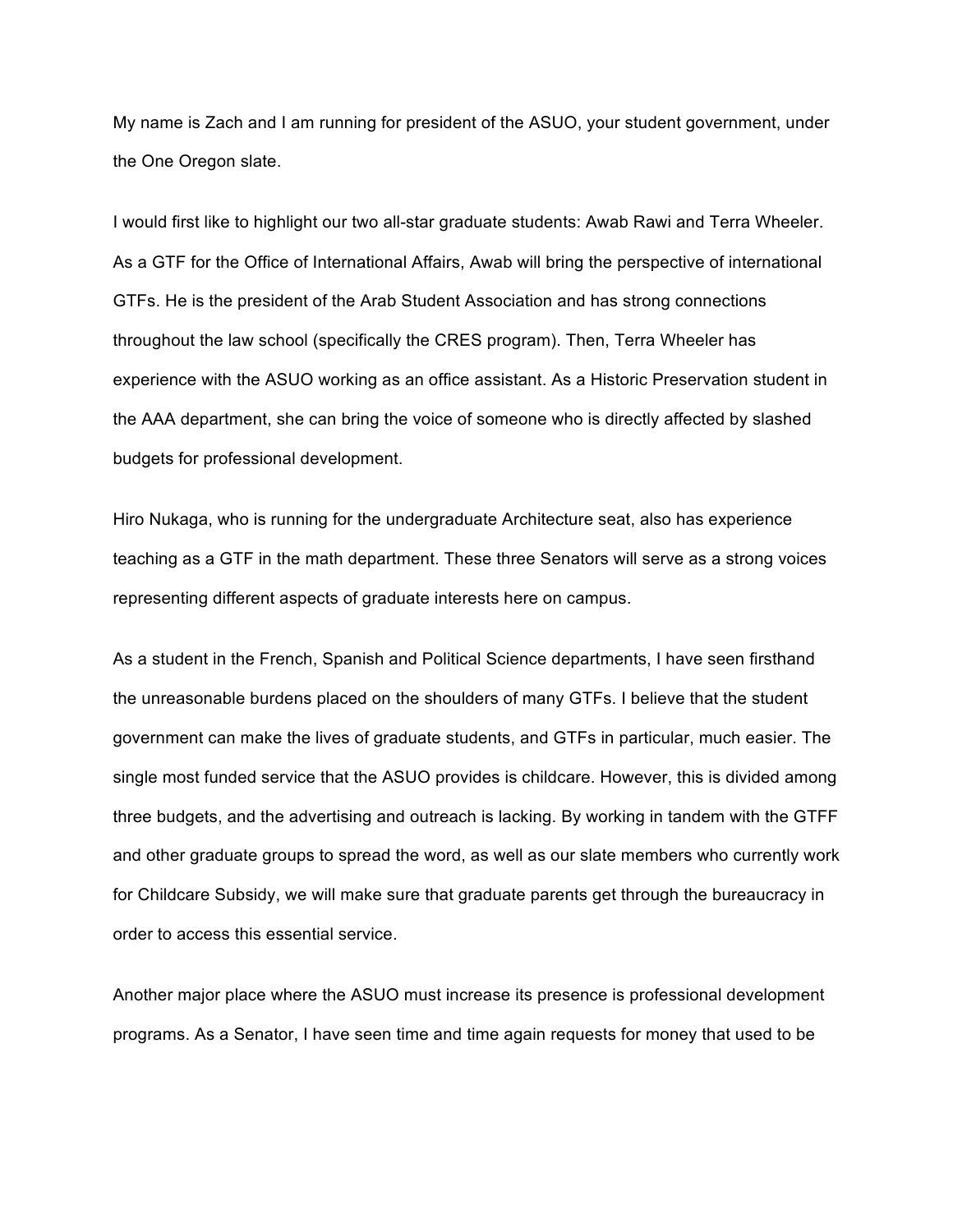My name is Zach and I am running for president of the ASUO, your student government, under the One Oregon slate.

I would first like to highlight our two all-star graduate students: Awab Rawi and Terra Wheeler. As a GTF for the Office of International Affairs, Awab will bring the perspective of international GTFs. He is the president of the Arab Student Association and has strong connections throughout the law school (specifically the CRES program). Then, Terra Wheeler has experience with the ASUO working as an office assistant. As a Historic Preservation student in the AAA department, she can bring the voice of someone who is directly affected by slashed budgets for professional development.

Hiro Nukaga, who is running for the undergraduate Architecture seat, also has experience teaching as a GTF in the math department. These three Senators will serve as a strong voices representing different aspects of graduate interests here on campus.

As a student in the French, Spanish and Political Science departments, I have seen firsthand the unreasonable burdens placed on the shoulders of many GTFs. I believe that the student government can make the lives of graduate students, and GTFs in particular, much easier. The single most funded service that the ASUO provides is childcare. However, this is divided among three budgets, and the advertising and outreach is lacking. By working in tandem with the GTFF and other graduate groups to spread the word, as well as our slate members who currently work for Childcare Subsidy, we will make sure that graduate parents get through the bureaucracy in order to access this essential service.

Another major place where the ASUO must increase its presence is professional development programs. As a Senator, I have seen time and time again requests for money that used to be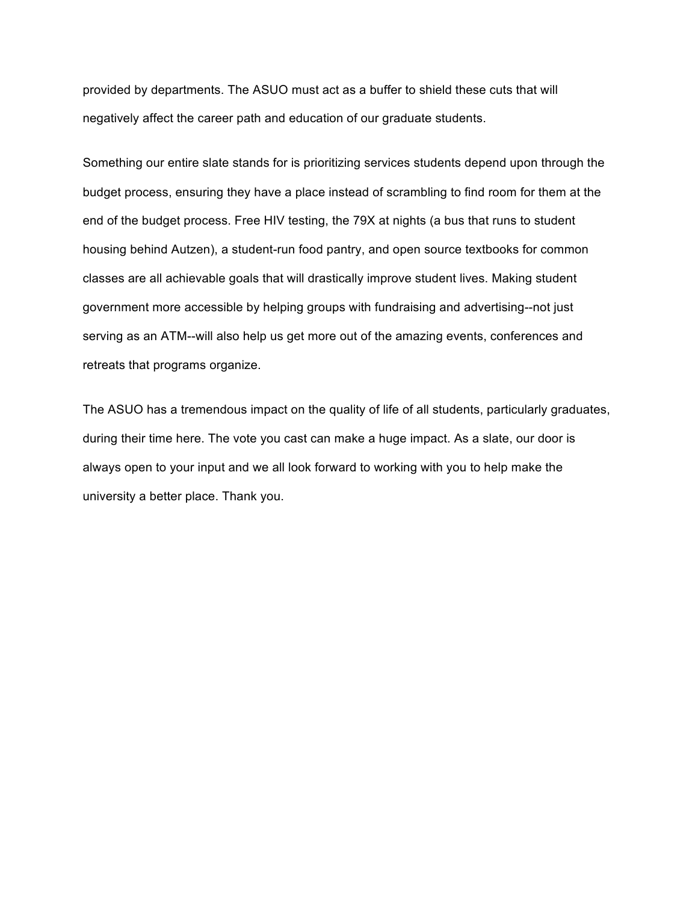provided by departments. The ASUO must act as a buffer to shield these cuts that will negatively affect the career path and education of our graduate students.

Something our entire slate stands for is prioritizing services students depend upon through the budget process, ensuring they have a place instead of scrambling to find room for them at the end of the budget process. Free HIV testing, the 79X at nights (a bus that runs to student housing behind Autzen), a student-run food pantry, and open source textbooks for common classes are all achievable goals that will drastically improve student lives. Making student government more accessible by helping groups with fundraising and advertising--not just serving as an ATM--will also help us get more out of the amazing events, conferences and retreats that programs organize.

The ASUO has a tremendous impact on the quality of life of all students, particularly graduates, during their time here. The vote you cast can make a huge impact. As a slate, our door is always open to your input and we all look forward to working with you to help make the university a better place. Thank you.